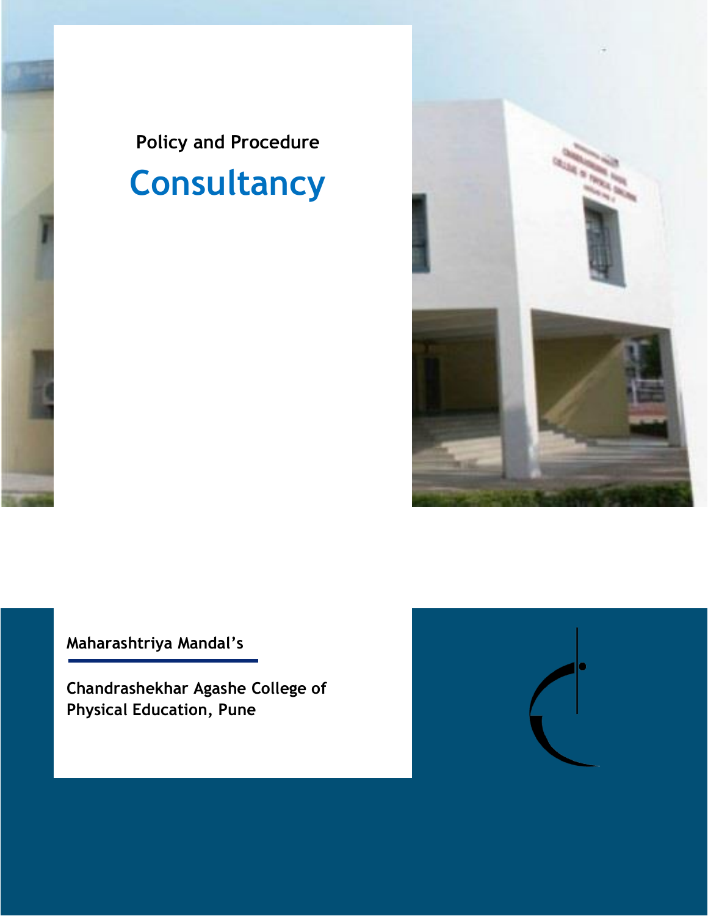Policy and Procedure

# Consultancy

**Maharashtriya Mandal's**

**Chandrashekhar Agashe College of Physical Education, Pune**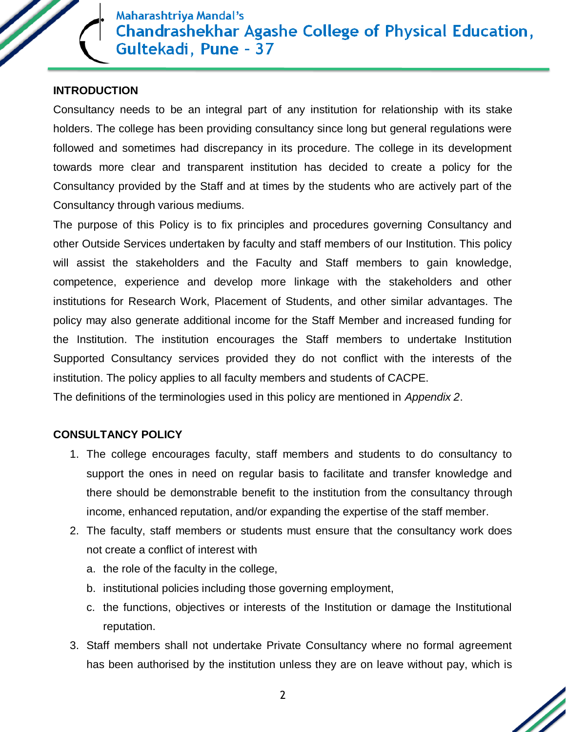## INTRODUCTION

Consultancy needs to be an integral part of any institution for relationship with its stake holders. The college has been providing consultancy since long but general regulations were followed and sometimes had discrepancy in its procedure. The college in its development towards more clear and transparent institution has decided to create a policy for the Consultancy provided by the Staff and at times by the students who are actively part of the Consultancy through various mediums.

The purpose of this Policy is to fix principles and procedures governing Consultancy and other Outside Services undertaken by faculty and staff members of our Institution. This policy will assist the stakeholders and the Faculty and Staff members to gain knowledge, competence, experience and develop more linkage with the stakeholders and other institutions for Research Work, Placement of Students, and other similar advantages. The policy may also generate additional income for the Staff Member and increased funding for the Institution. The institution encourages the Staff members to undertake Institution Supported Consultancy services provided they do not conflict with the interests of the institution. The policy applies to all faculty members and students of CACPE.

The definitions of the terminologies used in this policy are mentioned in *Appendix 2*.

## CONSULTANCY POLICY

1. The college encourages faculty, staff members and students to do consultancy to support the ones in need on regular basis to facilitate and transfer knowledge and there should be demonstrable benefit to the institution from the consultancy through income, enhanced reputation, and/or expanding the expertise of the staff member.
2. The faculty, staff members or students must ensure that the consultancy work does not create a conflict of interest with
   a. the role of the faculty in the college,
   b. institutional policies including those governing employment,
   c. the functions, objectives or interests of the Institution or damage the Institutional reputation.
3. Staff members shall not undertake Private Consultancy where no formal agreement has been authorised by the institution unless they are on leave without pay, which is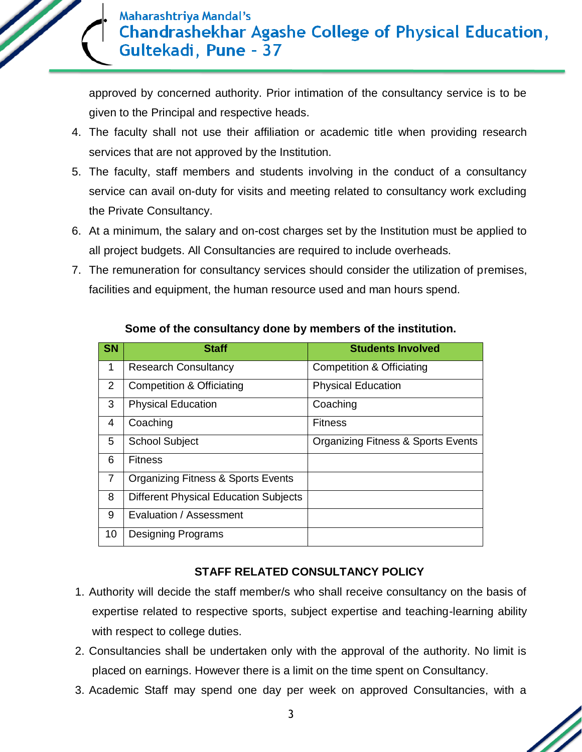approved by concerned authority. Prior intimation of the consultancy service is to be given to the Principal and respective heads.

4. The faculty shall not use their affiliation or academic title when providing research services that are not approved by the Institution.
5. The faculty, staff members and students involving in the conduct of a consultancy service can avail on-duty for visits and meeting related to consultancy work excluding the Private Consultancy.
6. At a minimum, the salary and on-cost charges set by the Institution must be applied to all project budgets. All Consultancies are required to include overheads.
7. The remuneration for consultancy services should consider the utilization of premises, facilities and equipment, the human resource used and man hours spend.

**Some of the consultancy done by members of the institution.**

| SN | Staff | Students Involved |
|---|---|---|
| 1 | Research Consultancy | Competition & Officiating |
| 2 | Competition & Officiating | Physical Education |
| 3 | Physical Education | Coaching |
| 4 | Coaching | Fitness |
| 5 | School Subject | Organizing Fitness & Sports Events |
| 6 | Fitness | |
| 7 | Organizing Fitness & Sports Events | |
| 8 | Different Physical Education Subjects | |
| 9 | Evaluation / Assessment | |
| 10 | Designing Programs | |

**STAFF RELATED CONSULTANCY POLICY**

1. Authority will decide the staff member/s who shall receive consultancy on the basis of expertise related to respective sports, subject expertise and teaching-learning ability with respect to college duties.
2. Consultancies shall be undertaken only with the approval of the authority. No limit is placed on earnings. However there is a limit on the time spent on Consultancy.
3. Academic Staff may spend one day per week on approved Consultancies, with a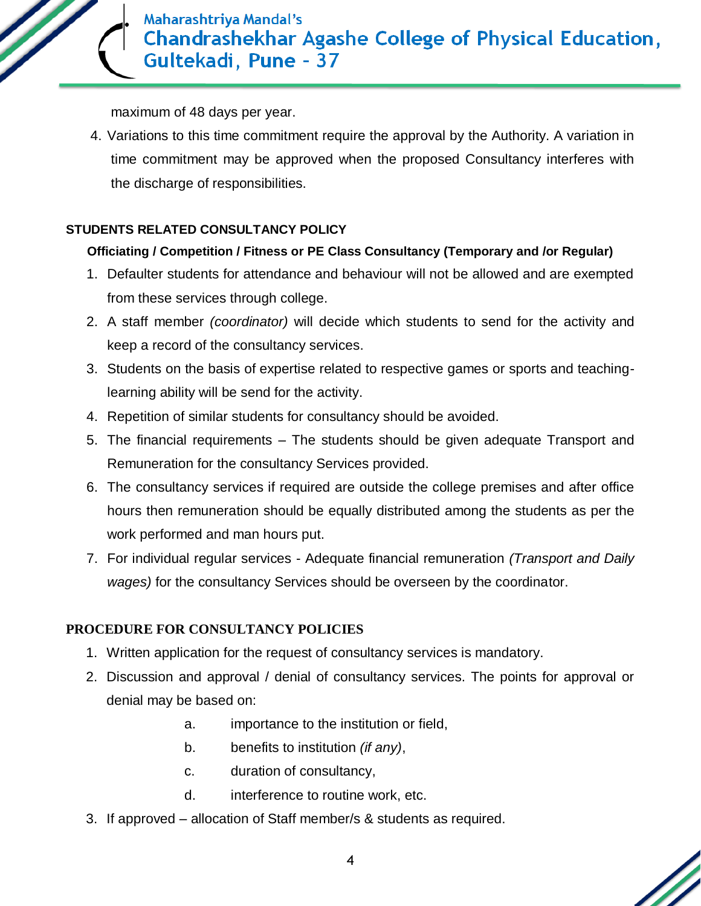maximum of 48 days per year.

4. Variations to this time commitment require the approval by the Authority. A variation in time commitment may be approved when the proposed Consultancy interferes with the discharge of responsibilities.

## STUDENTS RELATED CONSULTANCY POLICY

### Officiating / Competition / Fitness or PE Class Consultancy (Temporary and /or Regular)

1. Defaulter students for attendance and behaviour will not be allowed and are exempted from these services through college.
2. A staff member *(coordinator)* will decide which students to send for the activity and keep a record of the consultancy services.
3. Students on the basis of expertise related to respective games or sports and teaching-learning ability will be send for the activity.
4. Repetition of similar students for consultancy should be avoided.
5. The financial requirements – The students should be given adequate Transport and Remuneration for the consultancy Services provided.
6. The consultancy services if required are outside the college premises and after office hours then remuneration should be equally distributed among the students as per the work performed and man hours put.
7. For individual regular services - Adequate financial remuneration *(Transport and Daily wages)* for the consultancy Services should be overseen by the coordinator.

## PROCEDURE FOR CONSULTANCY POLICIES

1. Written application for the request of consultancy services is mandatory.
2. Discussion and approval / denial of consultancy services. The points for approval or denial may be based on:
   a. importance to the institution or field,
   b. benefits to institution *(if any)*,
   c. duration of consultancy,
   d. interference to routine work, etc.
3. If approved – allocation of Staff member/s & students as required.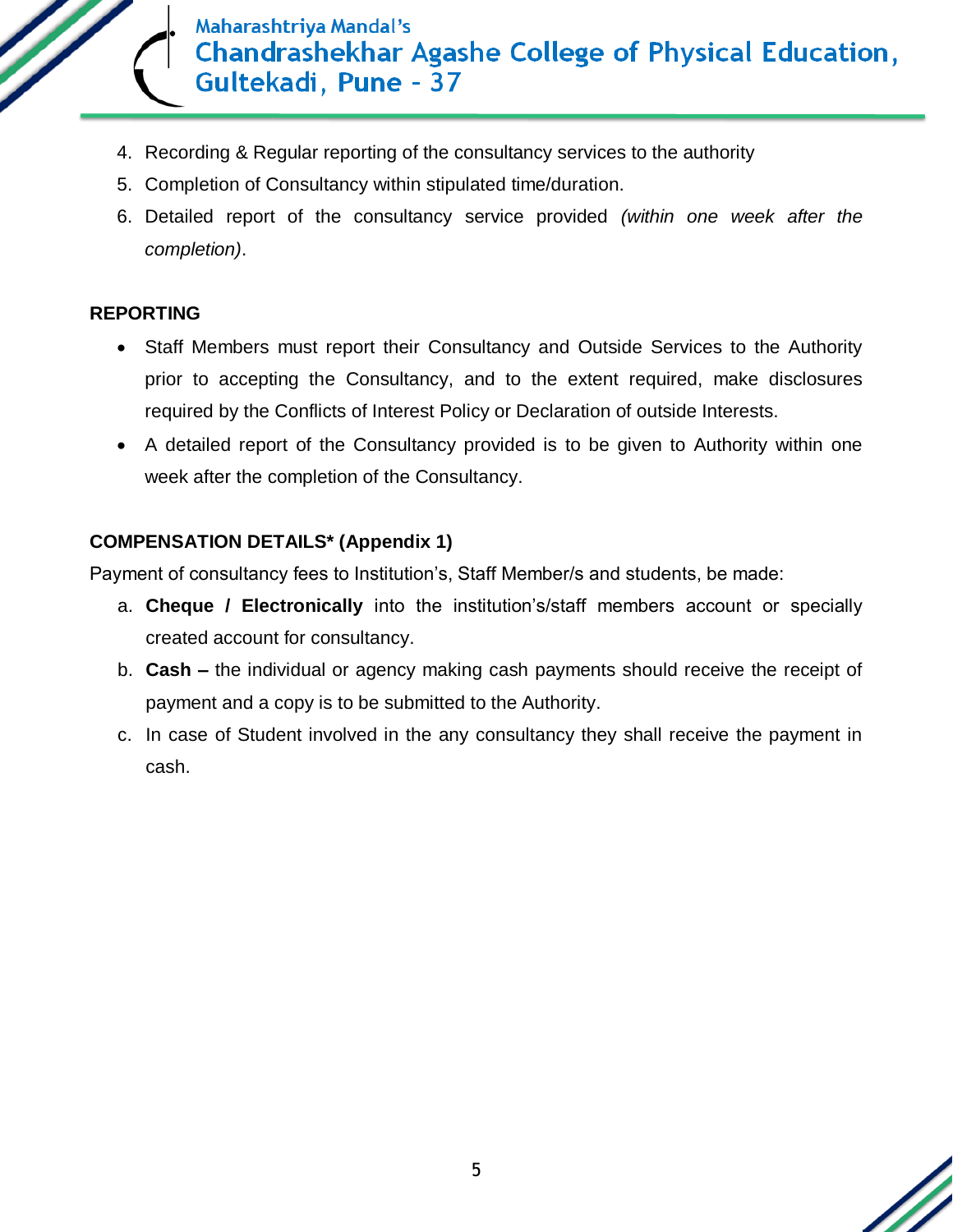4. Recording & Regular reporting of the consultancy services to the authority
5. Completion of Consultancy within stipulated time/duration.
6. Detailed report of the consultancy service provided *(within one week after the completion)*.

**REPORTING**

- Staff Members must report their Consultancy and Outside Services to the Authority prior to accepting the Consultancy, and to the extent required, make disclosures required by the Conflicts of Interest Policy or Declaration of outside Interests.
- A detailed report of the Consultancy provided is to be given to Authority within one week after the completion of the Consultancy.

**COMPENSATION DETAILS* (Appendix 1)**

Payment of consultancy fees to Institution's, Staff Member/s and students, be made:

a. **Cheque / Electronically** into the institution's/staff members account or specially created account for consultancy.
b. **Cash –** the individual or agency making cash payments should receive the receipt of payment and a copy is to be submitted to the Authority.
c. In case of Student involved in the any consultancy they shall receive the payment in cash.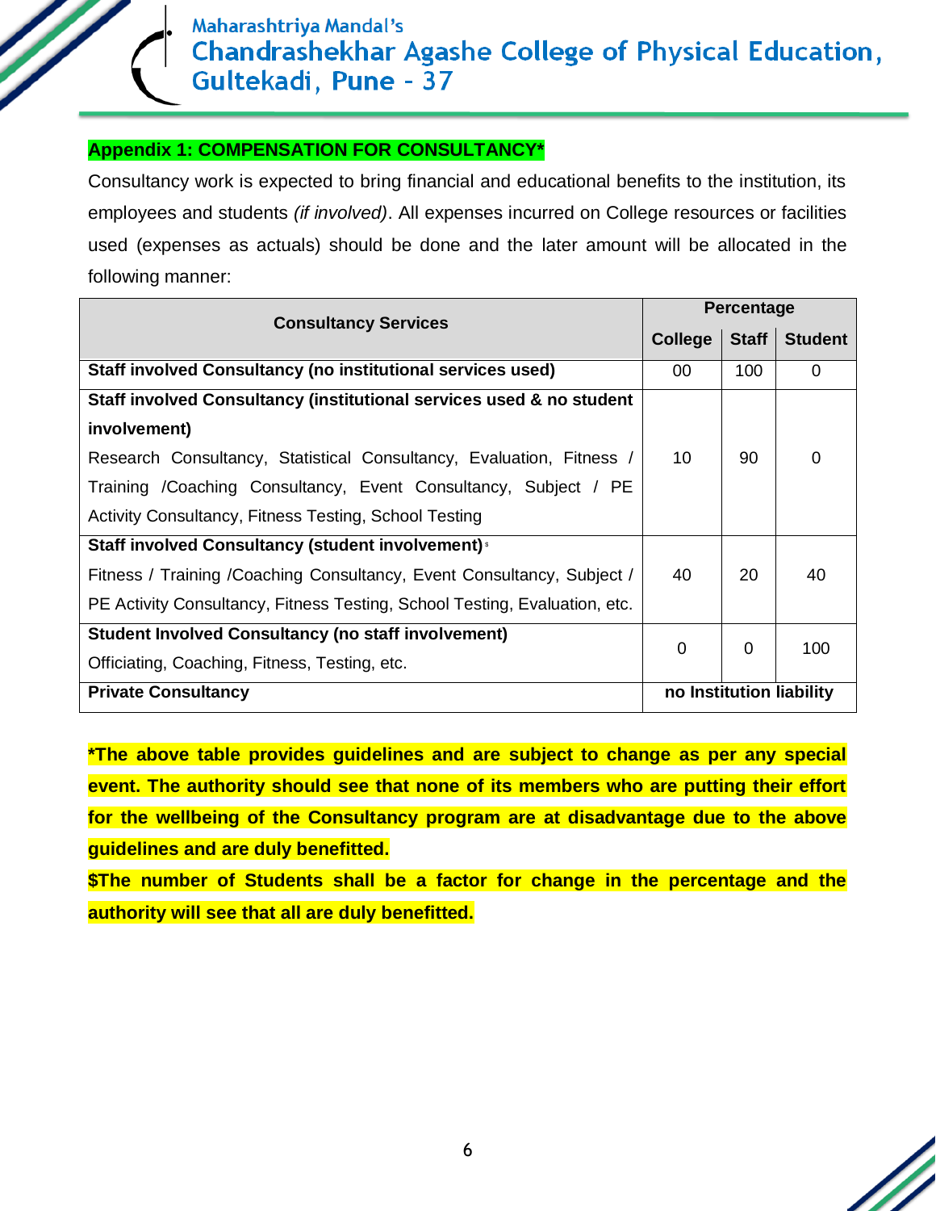## Appendix 1: COMPENSATION FOR CONSULTANCY*

Consultancy work is expected to bring financial and educational benefits to the institution, its employees and students *(if involved)*. All expenses incurred on College resources or facilities used (expenses as actuals) should be done and the later amount will be allocated in the following manner:

| Consultancy Services | Percentage | | |
|---|---|---|---|
| | College | Staff | Student |
| **Staff involved Consultancy (no institutional services used)** | 00 | 100 | 0 |
| **Staff involved Consultancy (institutional services used & no student involvement)** Research Consultancy, Statistical Consultancy, Evaluation, Fitness / Training /Coaching Consultancy, Event Consultancy, Subject / PE Activity Consultancy, Fitness Testing, School Testing | 10 | 90 | 0 |
| **Staff involved Consultancy (student involvement)**$ Fitness / Training /Coaching Consultancy, Event Consultancy, Subject / PE Activity Consultancy, Fitness Testing, School Testing, Evaluation, etc. | 40 | 20 | 40 |
| **Student Involved Consultancy (no staff involvement)** Officiating, Coaching, Fitness, Testing, etc. | 0 | 0 | 100 |
| **Private Consultancy** | **no Institution liability** | | |

**\*The above table provides guidelines and are subject to change as per any special event. The authority should see that none of its members who are putting their effort for the wellbeing of the Consultancy program are at disadvantage due to the above guidelines and are duly benefitted.**

**$The number of Students shall be a factor for change in the percentage and the authority will see that all are duly benefitted.**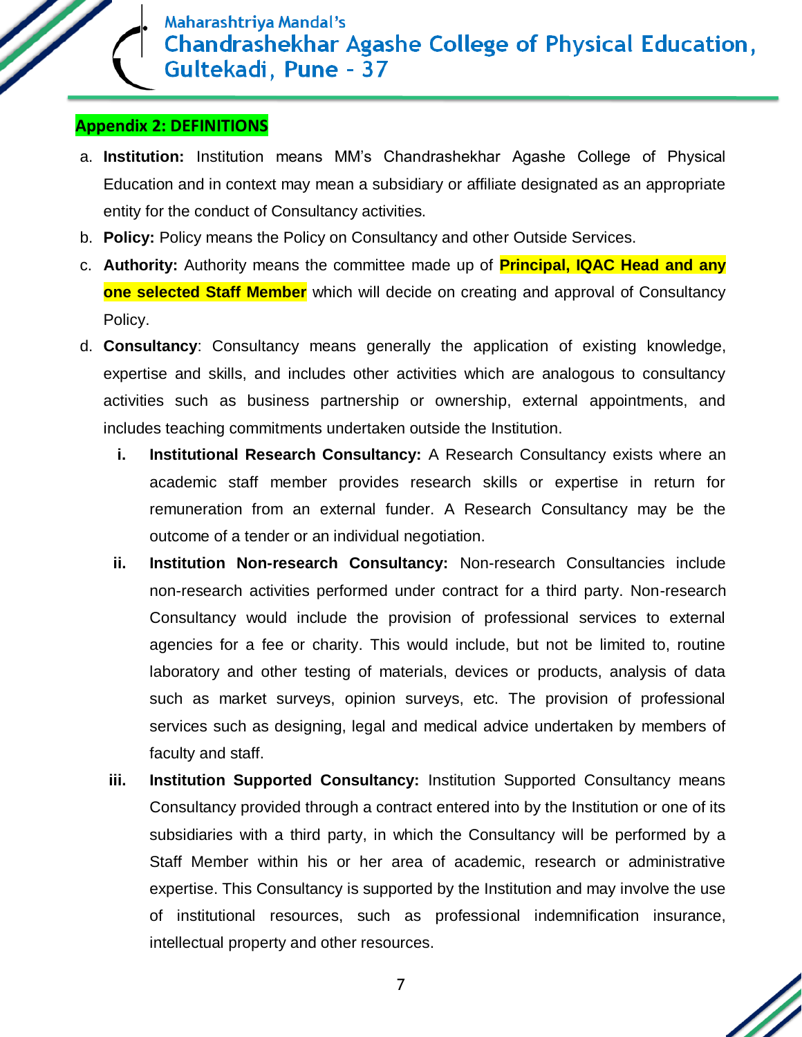**Appendix 2: DEFINITIONS**

a. **Institution:** Institution means MM's Chandrashekhar Agashe College of Physical Education and in context may mean a subsidiary or affiliate designated as an appropriate entity for the conduct of Consultancy activities.

b. **Policy:** Policy means the Policy on Consultancy and other Outside Services.

c. **Authority:** Authority means the committee made up of **Principal, IQAC Head and any one selected Staff Member** which will decide on creating and approval of Consultancy Policy.

d. **Consultancy**: Consultancy means generally the application of existing knowledge, expertise and skills, and includes other activities which are analogous to consultancy activities such as business partnership or ownership, external appointments, and includes teaching commitments undertaken outside the Institution.

   i. **Institutional Research Consultancy:** A Research Consultancy exists where an academic staff member provides research skills or expertise in return for remuneration from an external funder. A Research Consultancy may be the outcome of a tender or an individual negotiation.

   ii. **Institution Non-research Consultancy:** Non-research Consultancies include non-research activities performed under contract for a third party. Non-research Consultancy would include the provision of professional services to external agencies for a fee or charity. This would include, but not be limited to, routine laboratory and other testing of materials, devices or products, analysis of data such as market surveys, opinion surveys, etc. The provision of professional services such as designing, legal and medical advice undertaken by members of faculty and staff.

   iii. **Institution Supported Consultancy:** Institution Supported Consultancy means Consultancy provided through a contract entered into by the Institution or one of its subsidiaries with a third party, in which the Consultancy will be performed by a Staff Member within his or her area of academic, research or administrative expertise. This Consultancy is supported by the Institution and may involve the use of institutional resources, such as professional indemnification insurance, intellectual property and other resources.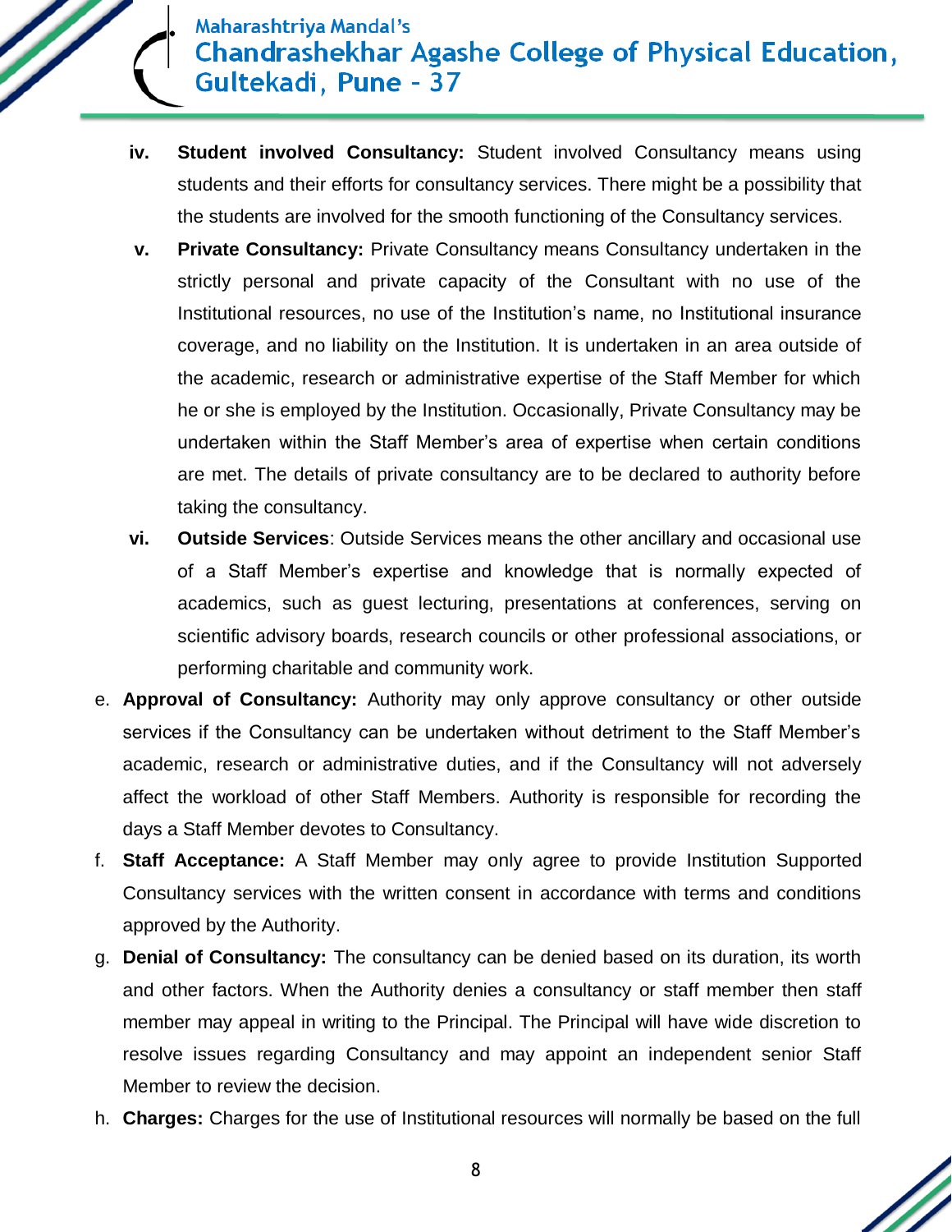iv. **Student involved Consultancy:** Student involved Consultancy means using students and their efforts for consultancy services. There might be a possibility that the students are involved for the smooth functioning of the Consultancy services.

v. **Private Consultancy:** Private Consultancy means Consultancy undertaken in the strictly personal and private capacity of the Consultant with no use of the Institutional resources, no use of the Institution's name, no Institutional insurance coverage, and no liability on the Institution. It is undertaken in an area outside of the academic, research or administrative expertise of the Staff Member for which he or she is employed by the Institution. Occasionally, Private Consultancy may be undertaken within the Staff Member's area of expertise when certain conditions are met. The details of private consultancy are to be declared to authority before taking the consultancy.

vi. **Outside Services**: Outside Services means the other ancillary and occasional use of a Staff Member's expertise and knowledge that is normally expected of academics, such as guest lecturing, presentations at conferences, serving on scientific advisory boards, research councils or other professional associations, or performing charitable and community work.

e. **Approval of Consultancy:** Authority may only approve consultancy or other outside services if the Consultancy can be undertaken without detriment to the Staff Member's academic, research or administrative duties, and if the Consultancy will not adversely affect the workload of other Staff Members. Authority is responsible for recording the days a Staff Member devotes to Consultancy.

f. **Staff Acceptance:** A Staff Member may only agree to provide Institution Supported Consultancy services with the written consent in accordance with terms and conditions approved by the Authority.

g. **Denial of Consultancy:** The consultancy can be denied based on its duration, its worth and other factors. When the Authority denies a consultancy or staff member then staff member may appeal in writing to the Principal. The Principal will have wide discretion to resolve issues regarding Consultancy and may appoint an independent senior Staff Member to review the decision.

h. **Charges:** Charges for the use of Institutional resources will normally be based on the full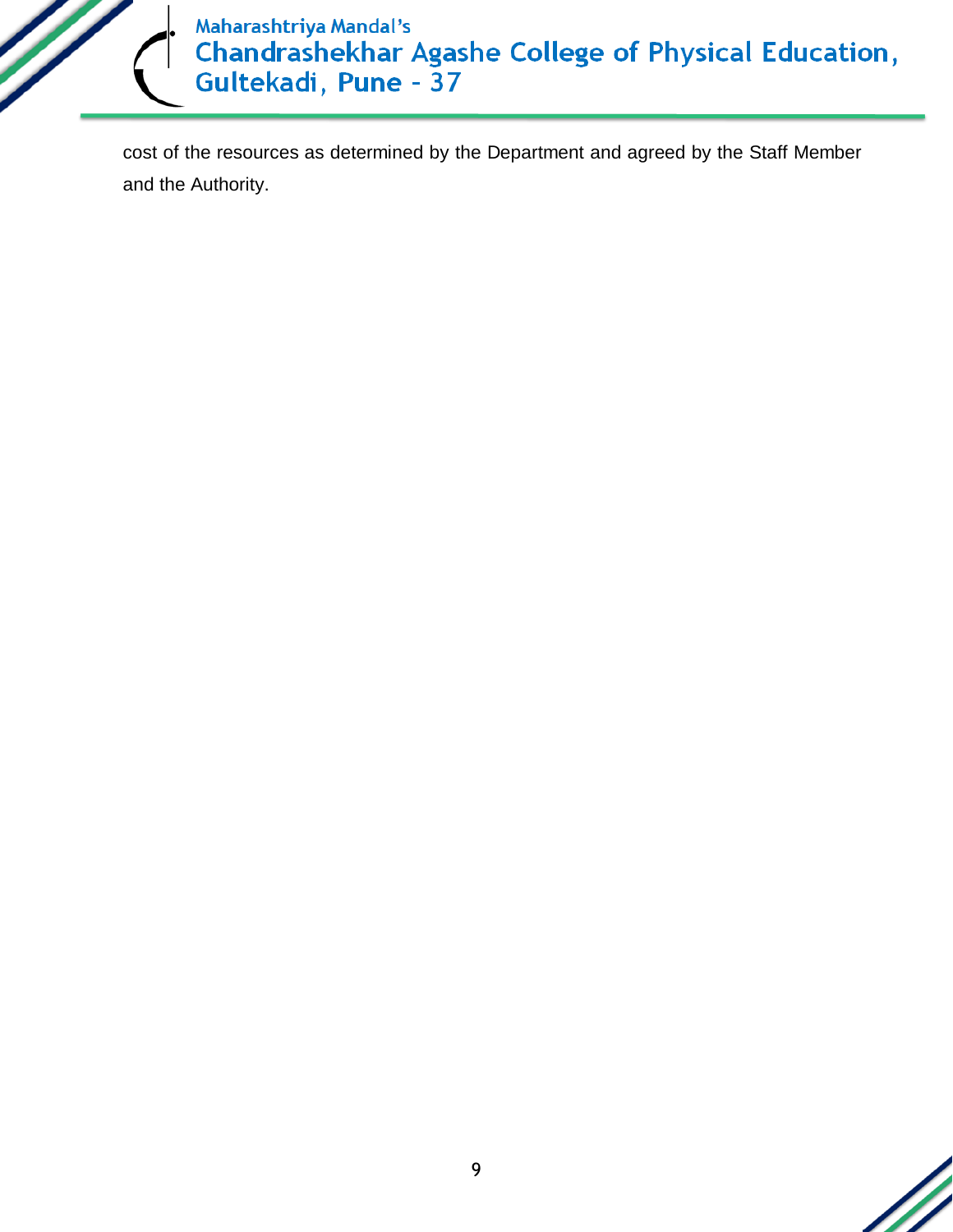cost of the resources as determined by the Department and agreed by the Staff Member and the Authority.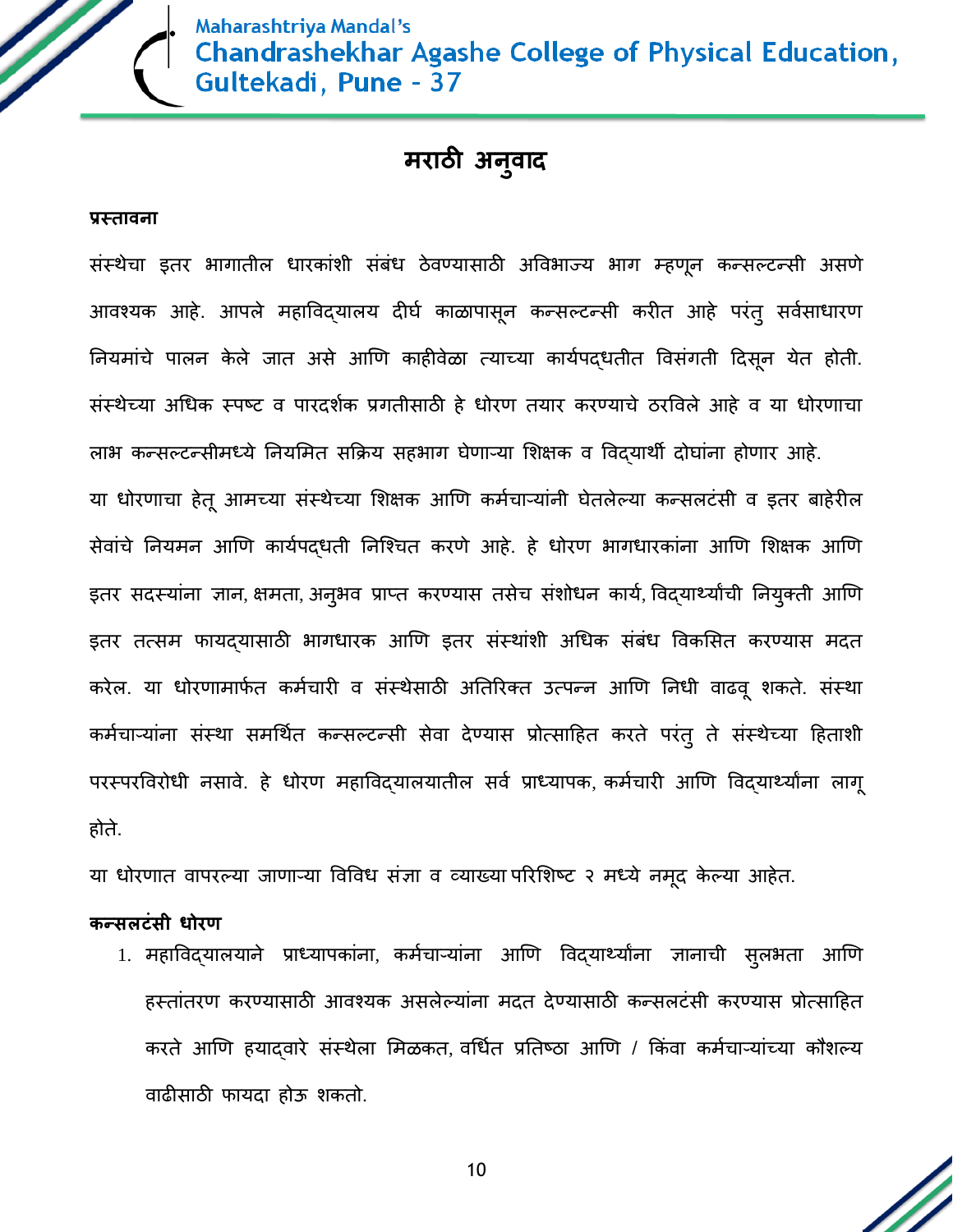# मराठी अनुवाद

**प्रस्तावना**

संस्थेचा इतर भागातील धारकांशी संबंध ठेवण्यासाठी अविभाज्य भाग म्हणून कन्सल्टन्सी असणे आवश्यक आहे. आपले महाविद्यालय दीर्घ काळापासून कन्सल्टन्सी करीत आहे परंतु सर्वसाधारण नियमांचे पालन केले जात असे आणि काहीवेळा त्याच्या कार्यपद्धतीत विसंगती दिसून येत होती. संस्थेच्या अधिक स्पष्ट व पारदर्शक प्रगतीसाठी हे धोरण तयार करण्याचे ठरविले आहे व या धोरणाचा लाभ कन्सल्टन्सीमध्ये नियमित सक्रिय सहभाग घेणाऱ्या शिक्षक व विद्यार्थी दोघांना होणार आहे.

या धोरणाचा हेतू आमच्या संस्थेच्या शिक्षक आणि कर्मचाऱ्यांनी घेतलेल्या कन्सलटंसी व इतर बाहेरील सेवांचे नियमन आणि कार्यपद्धती निश्चित करणे आहे. हे धोरण भागधारकांना आणि शिक्षक आणि इतर सदस्यांना ज्ञान, क्षमता, अनुभव प्राप्त करण्यास तसेच संशोधन कार्य, विद्यार्थ्यांची नियुक्ती आणि इतर तत्सम फायद्यासाठी भागधारक आणि इतर संस्थांशी अधिक संबंध विकसित करण्यास मदत करेल. या धोरणामार्फत कर्मचारी व संस्थेसाठी अतिरिक्त उत्पन्न आणि निधी वाढवू शकते. संस्था कर्मचाऱ्यांना संस्था समर्थित कन्सल्टन्सी सेवा देण्यास प्रोत्साहित करते परंतु ते संस्थेच्या हिताशी परस्परविरोधी नसावे. हे धोरण महाविद्यालयातील सर्व प्राध्यापक, कर्मचारी आणि विद्यार्थ्यांना लागू होते.

या धोरणात वापरल्या जाणाऱ्या विविध संज्ञा व व्याख्या परिशिष्ट २ मध्ये नमूद केल्या आहेत.

**कन्सलटंसी धोरण**

1. महाविद्यालयाने प्राध्यापकांना, कर्मचाऱ्यांना आणि विद्यार्थ्यांना ज्ञानाची सुलभता आणि हस्तांतरण करण्यासाठी आवश्यक असलेल्यांना मदत देण्यासाठी कन्सलटंसी करण्यास प्रोत्साहित करते आणि ह्याद्वारे संस्थेला मिळकत, वर्धित प्रतिष्ठा आणि / किंवा कर्मचाऱ्यांच्या कौशल्य वाढीसाठी फायदा होऊ शकतो.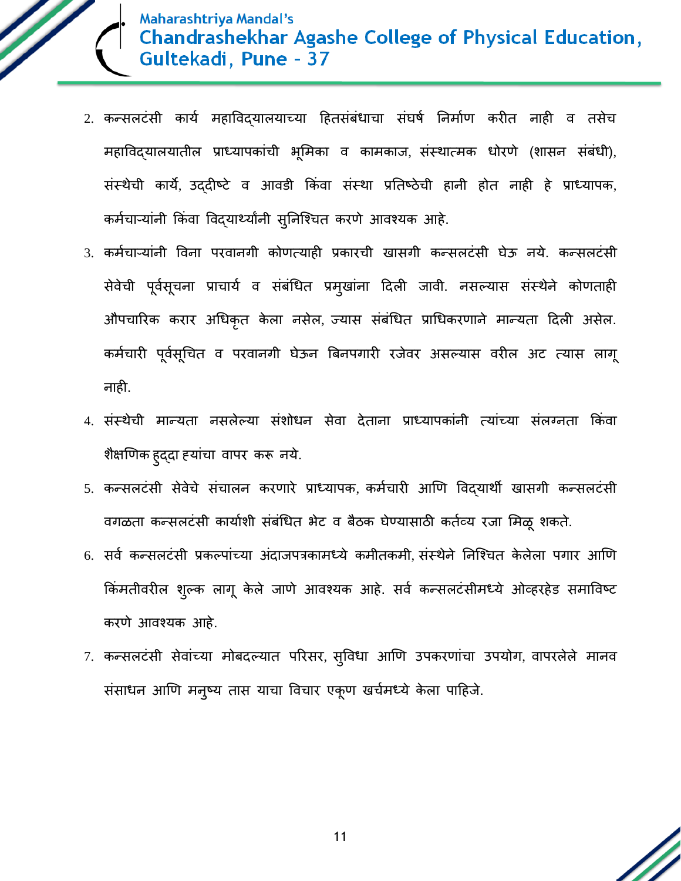2. कन्सलटंसी कार्य महाविद्यालयाच्या हितसंबंधाचा संघर्ष निर्माण करीत नाही व तसेच महाविद्यालयातील प्राध्यापकांची भूमिका व कामकाज, संस्थात्मक धोरणे (शासन संबंधी), संस्थेची कार्ये, उद्दीष्टे व आवडी किंवा संस्था प्रतिष्ठेची हानी होत नाही हे प्राध्यापक, कर्मचाऱ्यांनी किंवा विद्यार्थ्यांनी सुनिश्चित करणे आवश्यक आहे.
3. कर्मचाऱ्यांनी विना परवानगी कोणत्याही प्रकारची खासगी कन्सलटंसी घेऊ नये. कन्सलटंसी सेवेची पूर्वसूचना प्राचार्य व संबंधित प्रमुखांना दिली जावी. नसल्यास संस्थेने कोणताही औपचारिक करार अधिकृत केला नसेल, ज्यास संबंधित प्राधिकरणाने मान्यता दिली असेल. कर्मचारी पूर्वसूचित व परवानगी घेऊन बिनपगारी रजेवर असल्यास वरील अट त्यास लागू नाही.
4. संस्थेची मान्यता नसलेल्या संशोधन सेवा देताना प्राध्यापकांनी त्यांच्या संलग्नता किंवा शैक्षणिक हुद्दा ह्यांचा वापर करू नये.
5. कन्सलटंसी सेवेचे संचालन करणारे प्राध्यापक, कर्मचारी आणि विद्यार्थी खासगी कन्सलटंसी वगळता कन्सलटंसी कार्याशी संबंधित भेट व बैठक घेण्यासाठी कर्तव्य रजा मिळू शकते.
6. सर्व कन्सलटंसी प्रकल्पांच्या अंदाजपत्रकामध्ये कमीतकमी, संस्थेने निश्चित केलेला पगार आणि किंमतीवरील शुल्क लागू केले जाणे आवश्यक आहे. सर्व कन्सलटंसीमध्ये ओव्हरहेड समाविष्ट करणे आवश्यक आहे.
7. कन्सलटंसी सेवांच्या मोबदल्यात परिसर, सुविधा आणि उपकरणांचा उपयोग, वापरलेले मानव संसाधन आणि मनुष्य तास याचा विचार एकूण खर्चमध्ये केला पाहिजे.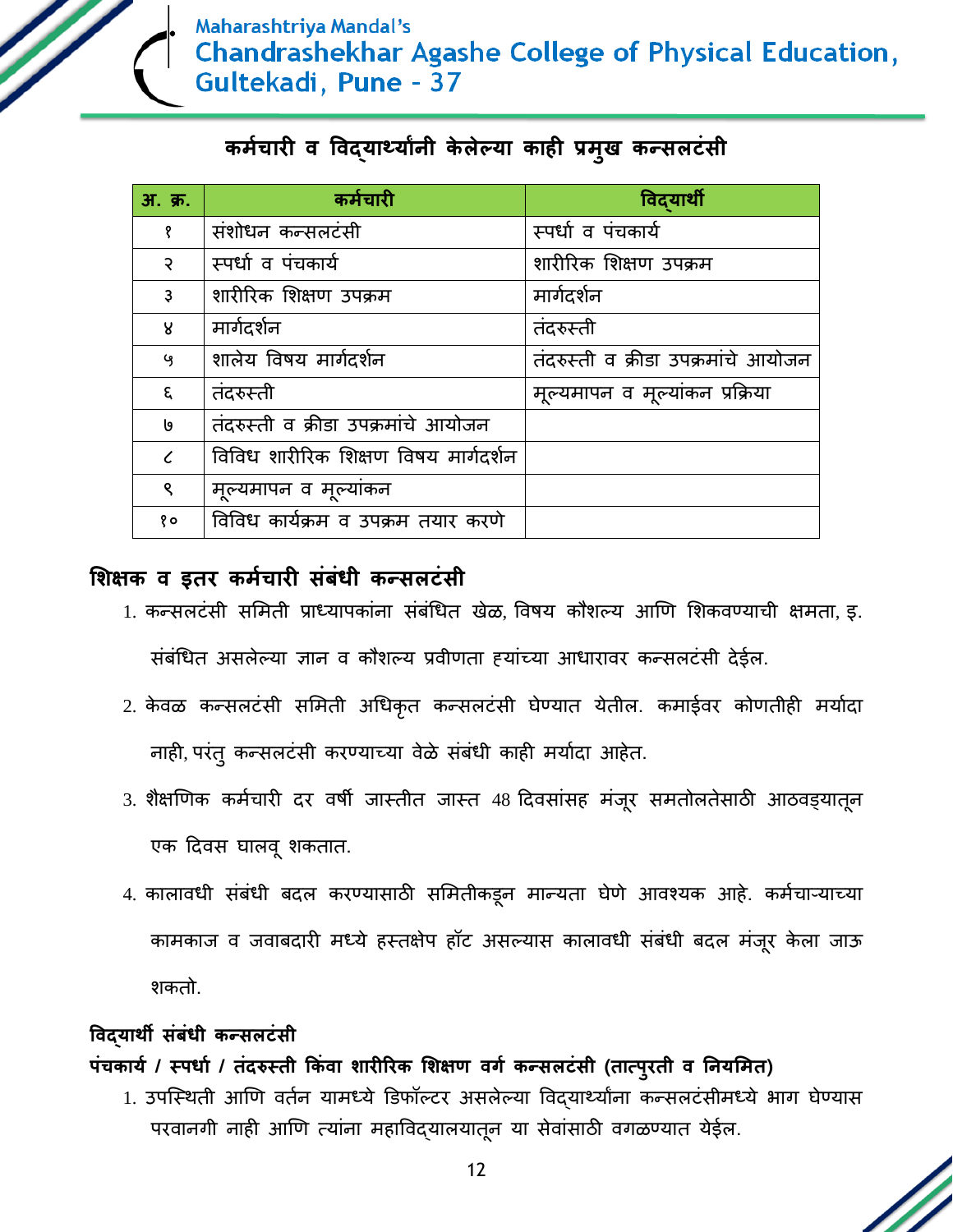## कर्मचारी व विद्यार्थ्यांनी केलेल्या काही प्रमुख कन्सलटंसी

| अ. क्र. | कर्मचारी | विद्यार्थी |
|---|---|---|
| १ | संशोधन कन्सलटंसी | स्पर्धा व पंचकार्य |
| २ | स्पर्धा व पंचकार्य | शारीरिक शिक्षण उपक्रम |
| ३ | शारीरिक शिक्षण उपक्रम | मार्गदर्शन |
| ४ | मार्गदर्शन | तंदरुस्ती |
| ५ | शालेय विषय मार्गदर्शन | तंदरुस्ती व क्रीडा उपक्रमांचे आयोजन |
| ६ | तंदरुस्ती | मूल्यमापन व मूल्यांकन प्रक्रिया |
| ७ | तंदरुस्ती व क्रीडा उपक्रमांचे आयोजन | |
| ८ | विविध शारीरिक शिक्षण विषय मार्गदर्शन | |
| ९ | मूल्यमापन व मूल्यांकन | |
| १० | विविध कार्यक्रम व उपक्रम तयार करणे | |

## शिक्षक व इतर कर्मचारी संबंधी कन्सलटंसी

1. कन्सलटंसी समिती प्राध्यापकांना संबंधित खेळ, विषय कौशल्य आणि शिकवण्याची क्षमता, इ. संबंधित असलेल्या ज्ञान व कौशल्य प्रवीणता ह्यांच्या आधारावर कन्सलटंसी देईल.
2. केवळ कन्सलटंसी समिती अधिकृत कन्सलटंसी घेण्यात येतील. कमाईवर कोणतीही मर्यादा नाही, परंतु कन्सलटंसी करण्याच्या वेळे संबंधी काही मर्यादा आहेत.
3. शैक्षणिक कर्मचारी दर वर्षी जास्तीत जास्त 48 दिवसांसह मंजूर समतोलतेसाठी आठवड्यातून एक दिवस घालवू शकतात.
4. कालावधी संबंधी बदल करण्यासाठी समितीकडून मान्यता घेणे आवश्यक आहे. कर्मचाऱ्याच्या कामकाज व जवाबदारी मध्ये हस्तक्षेप हॉट असल्यास कालावधी संबंधी बदल मंजूर केला जाऊ शकतो.

### विद्यार्थी संबंधी कन्सलटंसी

**पंचकार्य / स्पर्धा / तंदरुस्ती किंवा शारीरिक शिक्षण वर्ग कन्सलटंसी (तात्पुरती व नियमित)**

1. उपस्थिती आणि वर्तन यामध्ये डिफॉल्टर असलेल्या विद्यार्थ्यांना कन्सलटंसीमध्ये भाग घेण्यास परवानगी नाही आणि त्यांना महाविद्यालयातून या सेवांसाठी वगळण्यात येईल.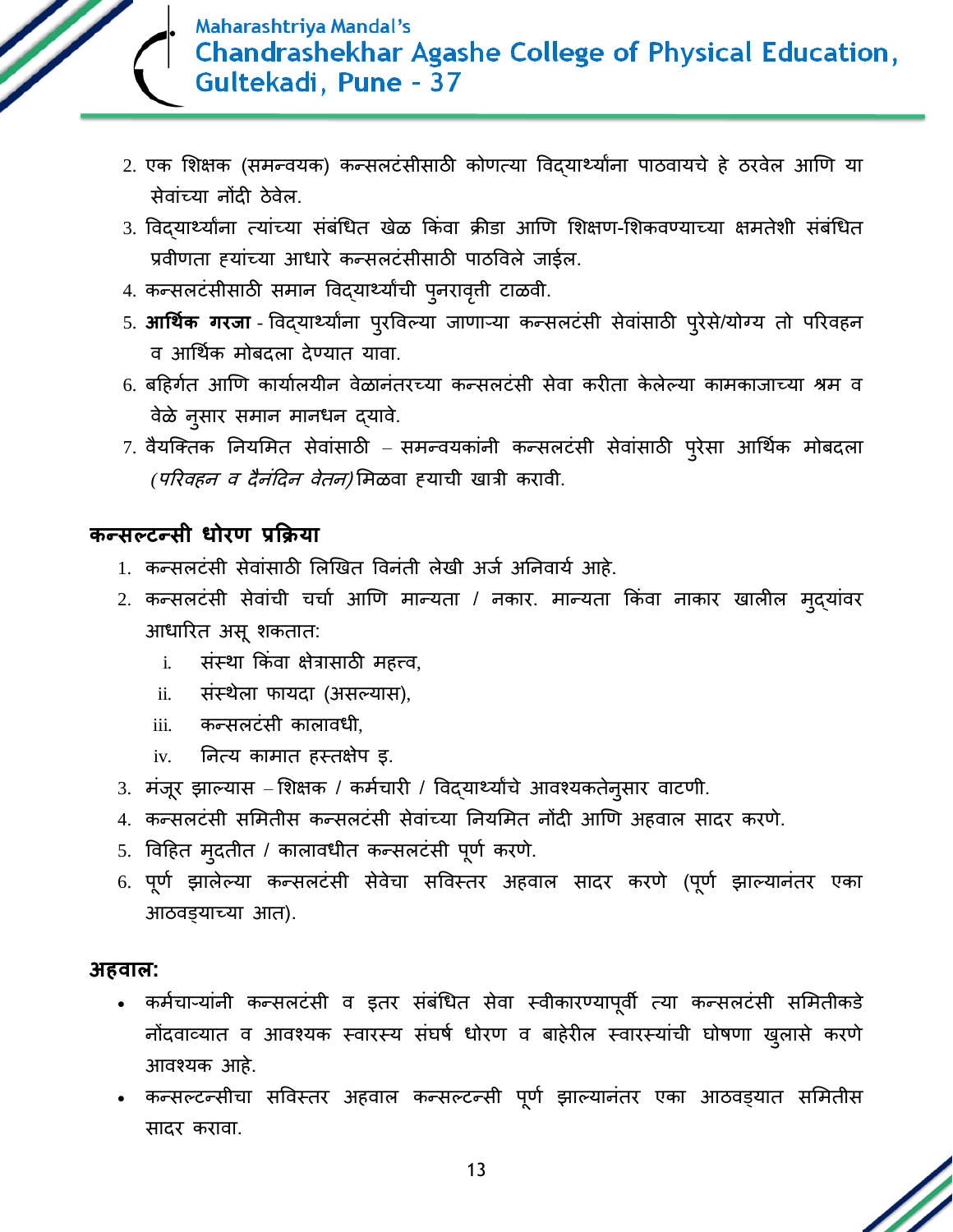2. एक शिक्षक (समन्वयक) कन्सलटंसीसाठी कोणत्या विद्यार्थ्यांना पाठवायचे हे ठरवेल आणि या सेवांच्या नोंदी ठेवेल.
3. विद्यार्थ्यांना त्यांच्या संबंधित खेळ किंवा क्रीडा आणि शिक्षण-शिकवण्याच्या क्षमतेशी संबंधित प्रवीणता ह्यांच्या आधारे कन्सलटंसीसाठी पाठविले जाईल.
4. कन्सलटंसीसाठी समान विद्यार्थ्यांची पुनरावृत्ती टाळवी.
5. **आर्थिक गरजा** - विद्यार्थ्यांना पुरविल्या जाणाऱ्या कन्सलटंसी सेवांसाठी पुरेसे/योग्य तो परिवहन व आर्थिक मोबदला देण्यात यावा.
6. बहिर्गत आणि कार्यालयीन वेळानंतरच्या कन्सलटंसी सेवा करीता केलेल्या कामकाजाच्या श्रम व वेळे नुसार समान मानधन द्यावे.
7. वैयक्तिक नियमित सेवांसाठी – समन्वयकांनी कन्सलटंसी सेवांसाठी पुरेसा आर्थिक मोबदला *(परिवहन व दैनंदिन वेतन)* मिळवा ह्याची खात्री करावी.

## कन्सल्टन्सी धोरण प्रक्रिया

1. कन्सलटंसी सेवांसाठी लिखित विनंती लेखी अर्ज अनिवार्य आहे.
2. कन्सलटंसी सेवांची चर्चा आणि मान्यता / नकार. मान्यता किंवा नाकार खालील मुद्यांवर आधारित असू शकतात:
   i. संस्था किंवा क्षेत्रासाठी महत्त्व,
   ii. संस्थेला फायदा (असल्यास),
   iii. कन्सलटंसी कालावधी,
   iv. नित्य कामात हस्तक्षेप इ.
3. मंजूर झाल्यास – शिक्षक / कर्मचारी / विद्यार्थ्यांचे आवश्यकतेनुसार वाटणी.
4. कन्सलटंसी समितीस कन्सलटंसी सेवांच्या नियमित नोंदी आणि अहवाल सादर करणे.
5. विहित मुदतीत / कालावधीत कन्सलटंसी पूर्ण करणे.
6. पूर्ण झालेल्या कन्सलटंसी सेवेचा सविस्तर अहवाल सादर करणे (पूर्ण झाल्यानंतर एका आठवड्याच्या आत).

## अहवाल:

- कर्मचाऱ्यांनी कन्सलटंसी व इतर संबंधित सेवा स्वीकारण्यापूर्वी त्या कन्सलटंसी समितीकडे नोंदवाव्यात व आवश्यक स्वारस्य संघर्ष धोरण व बाहेरील स्वारस्यांची घोषणा खुलासे करणे आवश्यक आहे.
- कन्सल्टन्सीचा सविस्तर अहवाल कन्सल्टन्सी पूर्ण झाल्यानंतर एका आठवड्यात समितीस सादर करावा.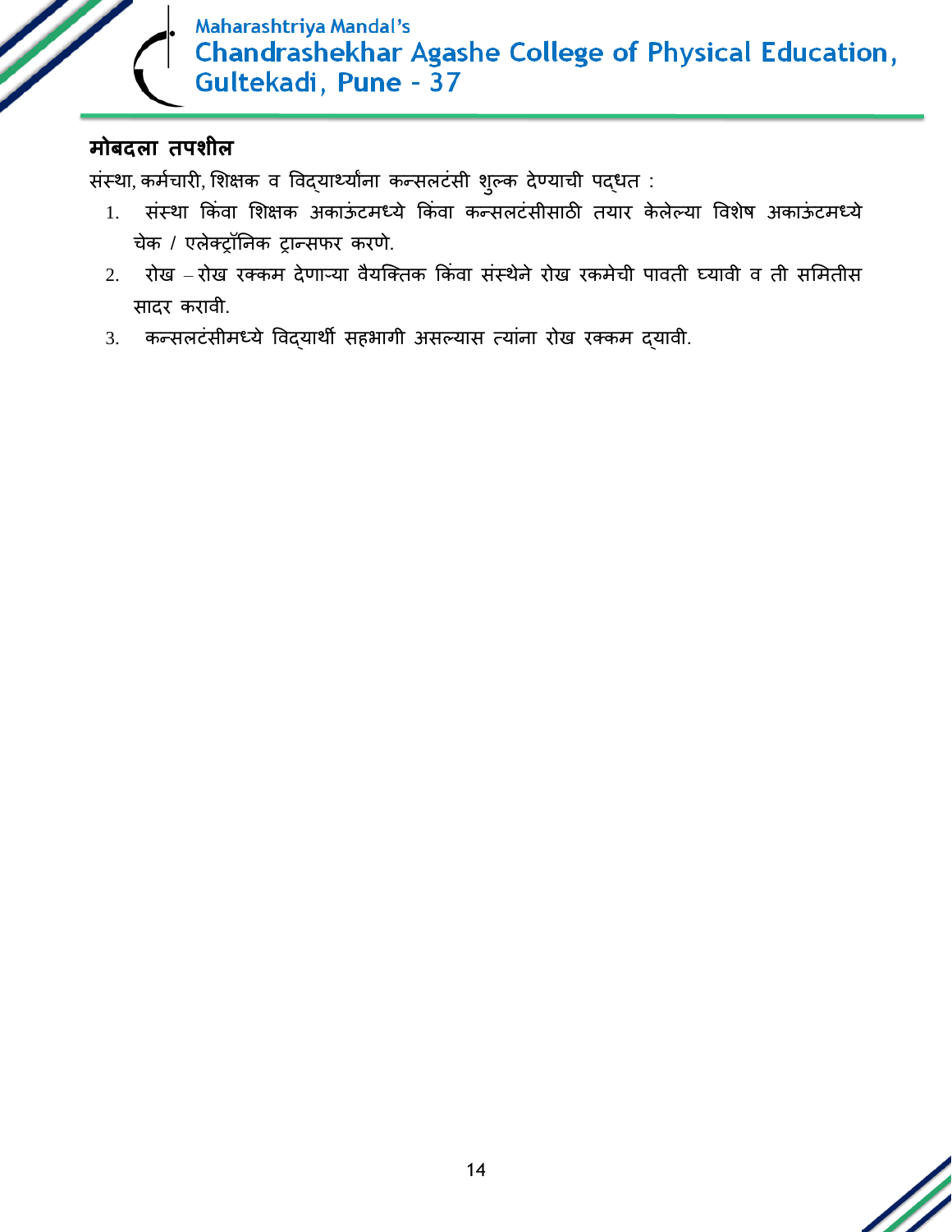## मोबदला तपशील

संस्था, कर्मचारी, शिक्षक व विद्यार्थ्यांना कन्सलटंसी शुल्क देण्याची पद्धत :

1. संस्था किंवा शिक्षक अकाऊंटमध्ये किंवा कन्सलटंसीसाठी तयार केलेल्या विशेष अकाऊंटमध्ये चेक / एलेक्ट्रॉनिक ट्रान्सफर करणे.
2. रोख – रोख रक्कम देणाऱ्या वैयक्तिक किंवा संस्थेने रोख रकमेची पावती घ्यावी व ती समितीस सादर करावी.
3. कन्सलटंसीमध्ये विद्यार्थी सहभागी असल्यास त्यांना रोख रक्कम द्यावी.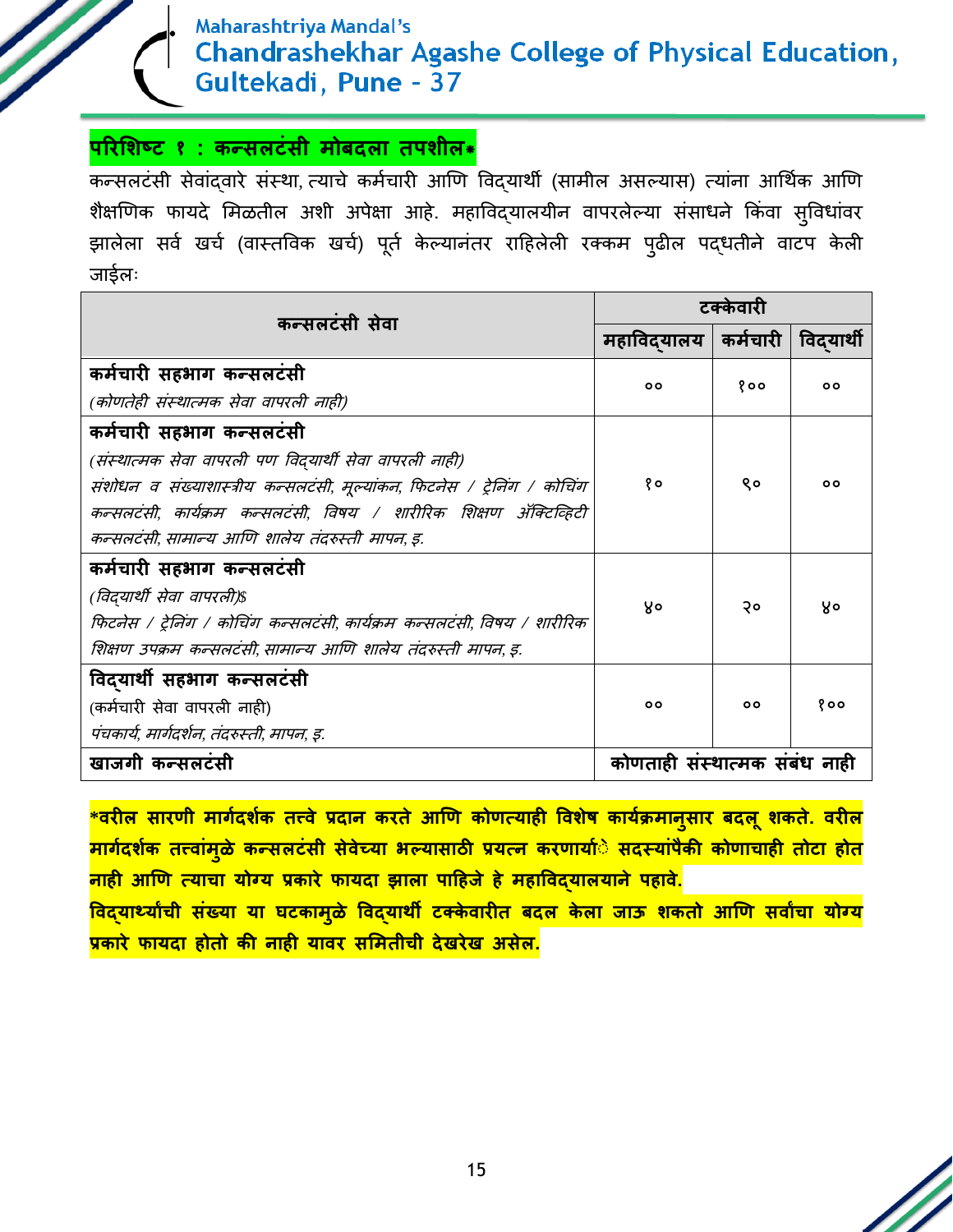## परिशिष्ट १ : कन्सलटंसी मोबदला तपशील*

कन्सलटंसी सेवांद्वारे संस्था, त्याचे कर्मचारी आणि विद्यार्थी (सामील असल्यास) त्यांना आर्थिक आणि शैक्षणिक फायदे मिळतील अशी अपेक्षा आहे. महाविद्यालयीन वापरलेल्या संसाधने किंवा सुविधांवर झालेला सर्व खर्च (वास्तविक खर्च) पूर्त केल्यानंतर राहिलेली रक्कम पुढील पद्धतीने वाटप केली जाईलः

| कन्सलटंसी सेवा | टक्केवारी | | |
|---|---|---|---|
| | महाविद्यालय | कर्मचारी | विद्यार्थी |
| **कर्मचारी सहभाग कन्सलटंसी** *(कोणतेही संस्थात्मक सेवा वापरली नाही)* | ०० | १०० | ०० |
| **कर्मचारी सहभाग कन्सलटंसी** *(संस्थात्मक सेवा वापरली पण विद्यार्थी सेवा वापरली नाही)* *संशोधन व संख्याशास्त्रीय कन्सलटंसी, मूल्यांकन, फिटनेस / ट्रेनिंग / कोचिंग कन्सलटंसी, कार्यक्रम कन्सलटंसी, विषय / शारीरिक शिक्षण ॲक्टिव्हिटी कन्सलटंसी, सामान्य आणि शालेय तंदरुस्ती मापन, इ.* | १० | ९० | ०० |
| **कर्मचारी सहभाग कन्सलटंसी** *(विद्यार्थी सेवा वापरली)$* *फिटनेस / ट्रेनिंग / कोचिंग कन्सलटंसी, कार्यक्रम कन्सलटंसी, विषय / शारीरिक शिक्षण उपक्रम कन्सलटंसी, सामान्य आणि शालेय तंदरुस्ती मापन, इ.* | ४० | २० | ४० |
| **विद्यार्थी सहभाग कन्सलटंसी** (कर्मचारी सेवा वापरली नाही) *पंचकार्य, मार्गदर्शन, तंदरुस्ती, मापन, इ.* | ०० | ०० | १०० |
| **खाजगी कन्सलटंसी** | **कोणताही संस्थात्मक संबंध नाही** | | |

**\*वरील सारणी मार्गदर्शक तत्त्वे प्रदान करते आणि कोणत्याही विशेष कार्यक्रमानुसार बदलू शकते. वरील मार्गदर्शक तत्त्वांमुळे कन्सलटंसी सेवेच्या भल्यासाठी प्रयत्न करणार्‍या सदस्यांपैकी कोणाचाही तोटा होत नाही आणि त्याचा योग्य प्रकारे फायदा झाला पाहिजे हे महाविद्यालयाने पहावे.**

**विद्यार्थ्यांची संख्या या घटकामुळे विद्यार्थी टक्केवारीत बदल केला जाऊ शकतो आणि सर्वांचा योग्य प्रकारे फायदा होतो की नाही यावर समितीची देखरेख असेल.**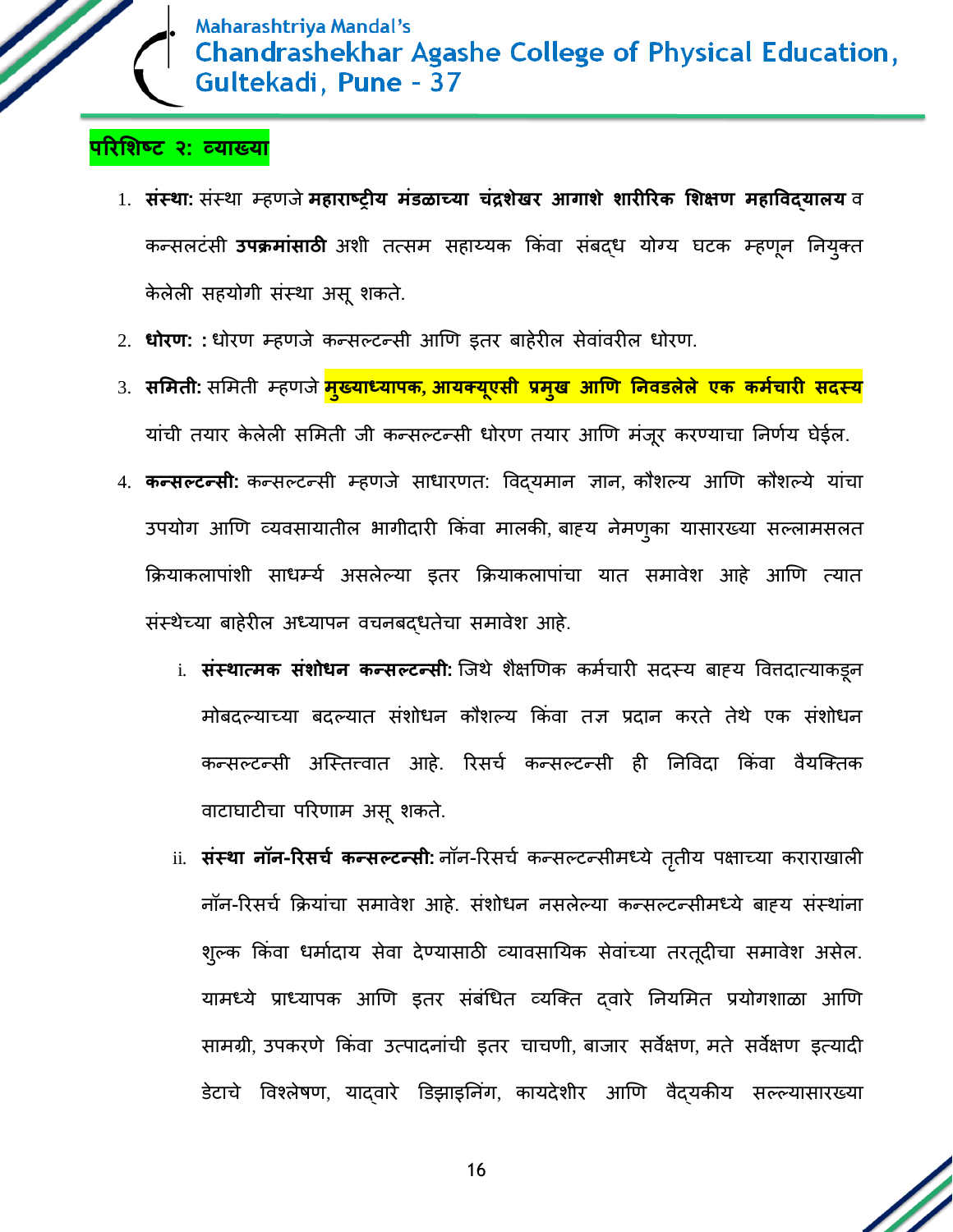## परिशिष्ट २: व्याख्या

1. **संस्था:** संस्था म्हणजे **महाराष्ट्रीय मंडळाच्या चंद्रशेखर आगाशे शारीरिक शिक्षण महाविद्यालय** व कन्सलटंसी **उपक्रमांसाठी** अशी तत्सम सहाय्यक किंवा संबद्ध योग्य घटक म्हणून नियुक्त केलेली सहयोगी संस्था असू शकते.
2. **धोरण:** : धोरण म्हणजे कन्सल्टन्सी आणि इतर बाहेरील सेवांवरील धोरण.
3. **समिती:** समिती म्हणजे **मुख्याध्यापक, आयक्यूएसी प्रमुख आणि निवडलेले एक कर्मचारी सदस्य** यांची तयार केलेली समिती जी कन्सल्टन्सी धोरण तयार आणि मंजूर करण्याचा निर्णय घेईल.
4. **कन्सल्टन्सी:** कन्सल्टन्सी म्हणजे साधारणत: विद्यमान ज्ञान, कौशल्य आणि कौशल्ये यांचा उपयोग आणि व्यवसायातील भागीदारी किंवा मालकी, बाह्य नेमणुका यासारख्या सल्लामसलत क्रियाकलापांशी साधर्म्य असलेल्या इतर क्रियाकलापांचा यात समावेश आहे आणि त्यात संस्थेच्या बाहेरील अध्यापन वचनबद्धतेचा समावेश आहे.
    i. **संस्थात्मक संशोधन कन्सल्टन्सी:** जिथे शैक्षणिक कर्मचारी सदस्य बाह्य वित्तदात्याकडून मोबदल्याच्या बदल्यात संशोधन कौशल्य किंवा तज्ञ प्रदान करते तेथे एक संशोधन कन्सल्टन्सी अस्तित्वात आहे. रिसर्च कन्सल्टन्सी ही निविदा किंवा वैयक्तिक वाटाघाटीचा परिणाम असू शकते.
    ii. **संस्था नॉन-रिसर्च कन्सल्टन्सी:** नॉन-रिसर्च कन्सल्टन्सीमध्ये तृतीय पक्षाच्या कराराखाली नॉन-रिसर्च क्रियांचा समावेश आहे. संशोधन नसलेल्या कन्सल्टन्सीमध्ये बाह्य संस्थांना शुल्क किंवा धर्मादाय सेवा देण्यासाठी व्यावसायिक सेवांच्या तरतूदीचा समावेश असेल. यामध्ये प्राध्यापक आणि इतर संबंधित व्यक्ति द्वारे नियमित प्रयोगशाळा आणि सामग्री, उपकरणे किंवा उत्पादनांची इतर चाचणी, बाजार सर्वेक्षण, मते सर्वेक्षण इत्यादी डेटाचे विश्लेषण, याद्वारे डिझाइनिंग, कायदेशीर आणि वैद्यकीय सल्ल्यासारख्या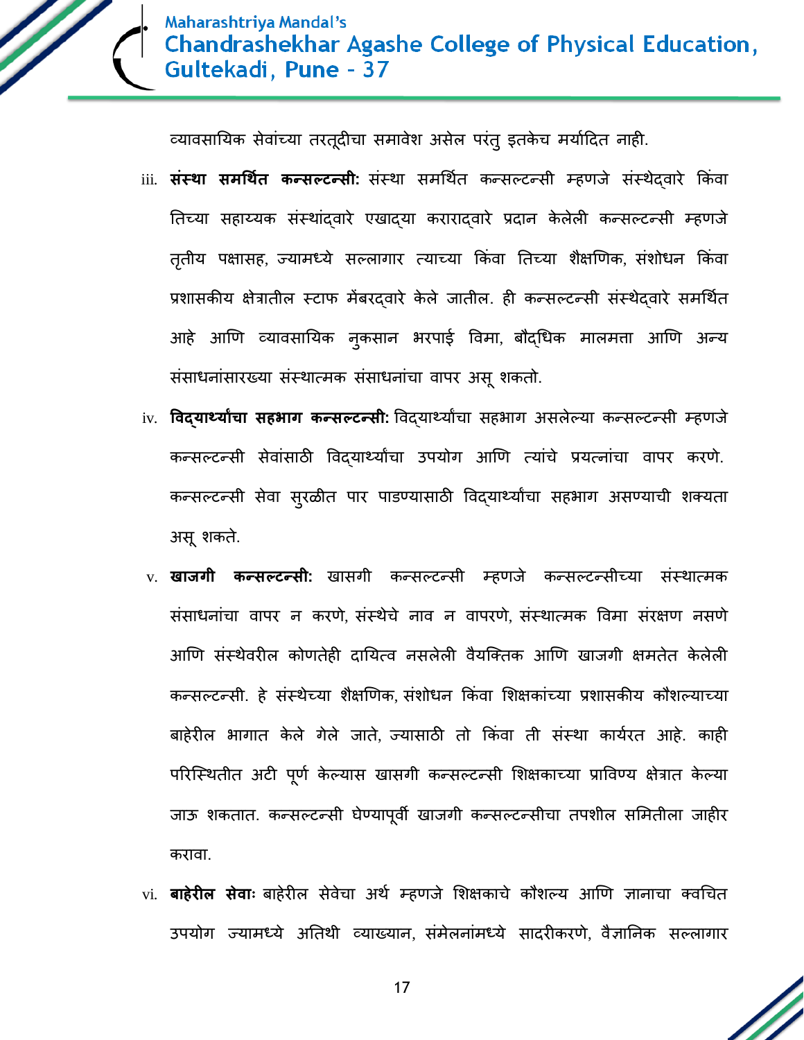व्यावसायिक सेवांच्या तरतूदीचा समावेश असेल परंतु इतकेच मर्यादित नाही.

iii. **संस्था समर्थित कन्सल्टन्सी:** संस्था समर्थित कन्सल्टन्सी म्हणजे संस्थेद्वारे किंवा तिच्या सहाय्यक संस्थांद्वारे एखाद्या कराराद्वारे प्रदान केलेली कन्सल्टन्सी म्हणजे तृतीय पक्षासह, ज्यामध्ये सल्लागार त्याच्या किंवा तिच्या शैक्षणिक, संशोधन किंवा प्रशासकीय क्षेत्रातील स्टाफ मेंबरद्वारे केले जातील. ही कन्सल्टन्सी संस्थेद्वारे समर्थित आहे आणि व्यावसायिक नुकसान भरपाई विमा, बौद्धिक मालमत्ता आणि अन्य संसाधनांसारख्या संस्थात्मक संसाधनांचा वापर असू शकतो.

iv. **विद्यार्थ्यांचा सहभाग कन्सल्टन्सी:** विद्यार्थ्यांचा सहभाग असलेल्या कन्सल्टन्सी म्हणजे कन्सल्टन्सी सेवांसाठी विद्यार्थ्यांचा उपयोग आणि त्यांचे प्रयत्नांचा वापर करणे. कन्सल्टन्सी सेवा सुरळीत पार पाडण्यासाठी विद्यार्थ्यांचा सहभाग असण्याची शक्यता असू शकते.

v. **खाजगी कन्सल्टन्सी:** खासगी कन्सल्टन्सी म्हणजे कन्सल्टन्सीच्या संस्थात्मक संसाधनांचा वापर न करणे, संस्थेचे नाव न वापरणे, संस्थात्मक विमा संरक्षण नसणे आणि संस्थेवरील कोणतेही दायित्व नसलेली वैयक्तिक आणि खाजगी क्षमतेत केलेली कन्सल्टन्सी. हे संस्थेच्या शैक्षणिक, संशोधन किंवा शिक्षकांच्या प्रशासकीय कौशल्याच्या बाहेरील भागात केले गेले जाते, ज्यासाठी तो किंवा ती संस्था कार्यरत आहे. काही परिस्थितीत अटी पूर्ण केल्यास खासगी कन्सल्टन्सी शिक्षकाच्या प्राविण्य क्षेत्रात केल्या जाऊ शकतात. कन्सल्टन्सी घेण्यापूर्वी खाजगी कन्सल्टन्सीचा तपशील समितीला जाहीर करावा.

vi. **बाहेरील सेवाः** बाहेरील सेवेचा अर्थ म्हणजे शिक्षकाचे कौशल्य आणि ज्ञानाचा क्वचित उपयोग ज्यामध्ये अतिथी व्याख्यान, संमेलनांमध्ये सादरीकरणे, वैज्ञानिक सल्लागार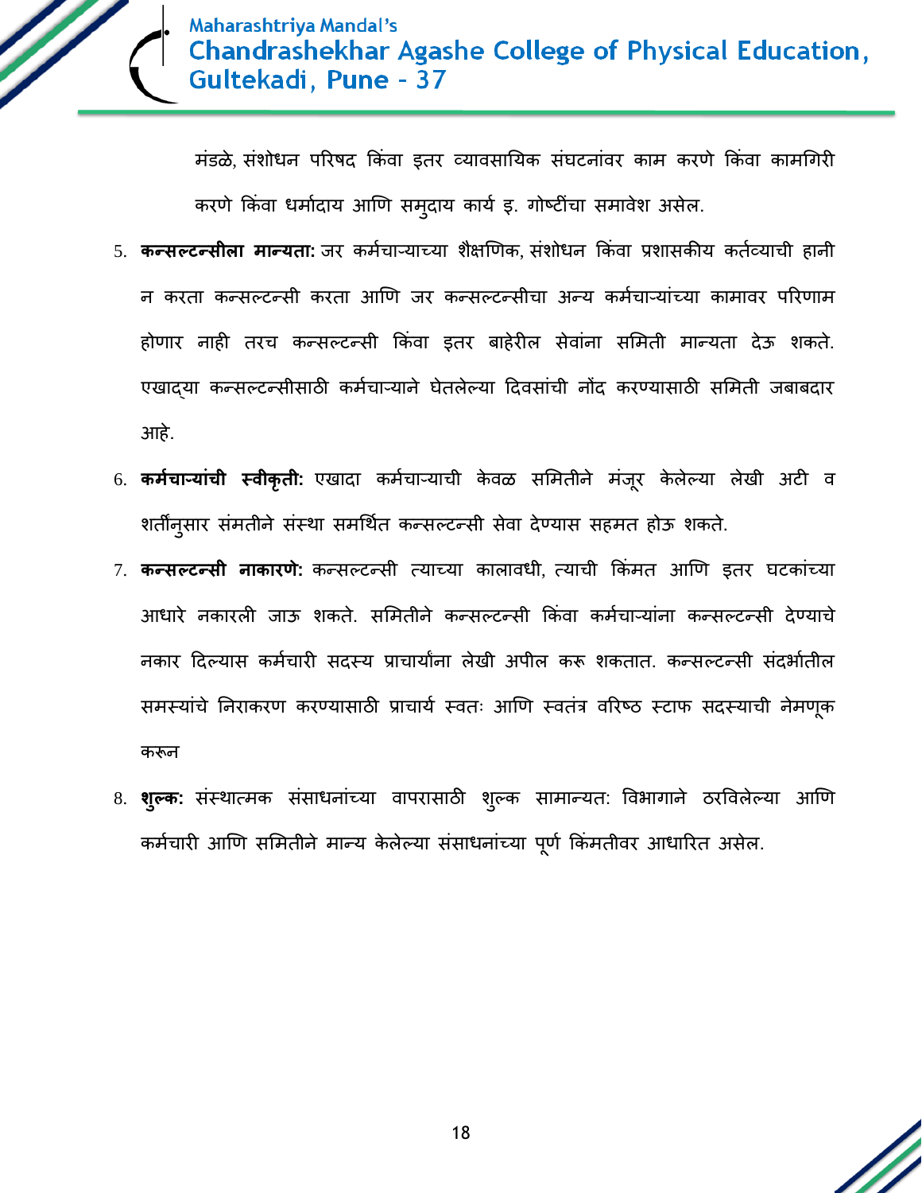मंडळे, संशोधन परिषद किंवा इतर व्यावसायिक संघटनांवर काम करणे किंवा कामगिरी करणे किंवा धर्मादाय आणि समुदाय कार्य इ. गोष्टींचा समावेश असेल.

5. **कन्सल्टन्सीला मान्यता:** जर कर्मचाऱ्याच्या शैक्षणिक, संशोधन किंवा प्रशासकीय कर्तव्याची हानी न करता कन्सल्टन्सी करता आणि जर कन्सल्टन्सीचा अन्य कर्मचाऱ्यांच्या कामावर परिणाम होणार नाही तरच कन्सल्टन्सी किंवा इतर बाहेरील सेवांना समिती मान्यता देऊ शकते. एखाद्या कन्सल्टन्सीसाठी कर्मचाऱ्याने घेतलेल्या दिवसांची नोंद करण्यासाठी समिती जबाबदार आहे.
6. **कर्मचाऱ्यांची स्वीकृती:** एखादा कर्मचाऱ्याची केवळ समितीने मंजूर केलेल्या लेखी अटी व शर्तीनुसार संमतीने संस्था समर्थित कन्सल्टन्सी सेवा देण्यास सहमत होऊ शकते.
7. **कन्सल्टन्सी नाकारणे:** कन्सल्टन्सी त्याच्या कालावधी, त्याची किंमत आणि इतर घटकांच्या आधारे नकारली जाऊ शकते. समितीने कन्सल्टन्सी किंवा कर्मचाऱ्यांना कन्सल्टन्सी देण्याचे नकार दिल्यास कर्मचारी सदस्य प्राचार्यांना लेखी अपील करू शकतात. कन्सल्टन्सी संदर्भातील समस्यांचे निराकरण करण्यासाठी प्राचार्य स्वतः आणि स्वतंत्र वरिष्ठ स्टाफ सदस्याची नेमणूक करून
8. **शुल्क:** संस्थात्मक संसाधनांच्या वापरासाठी शुल्क सामान्यत: विभागाने ठरविलेल्या आणि कर्मचारी आणि समितीने मान्य केलेल्या संसाधनांच्या पूर्ण किंमतीवर आधारित असेल.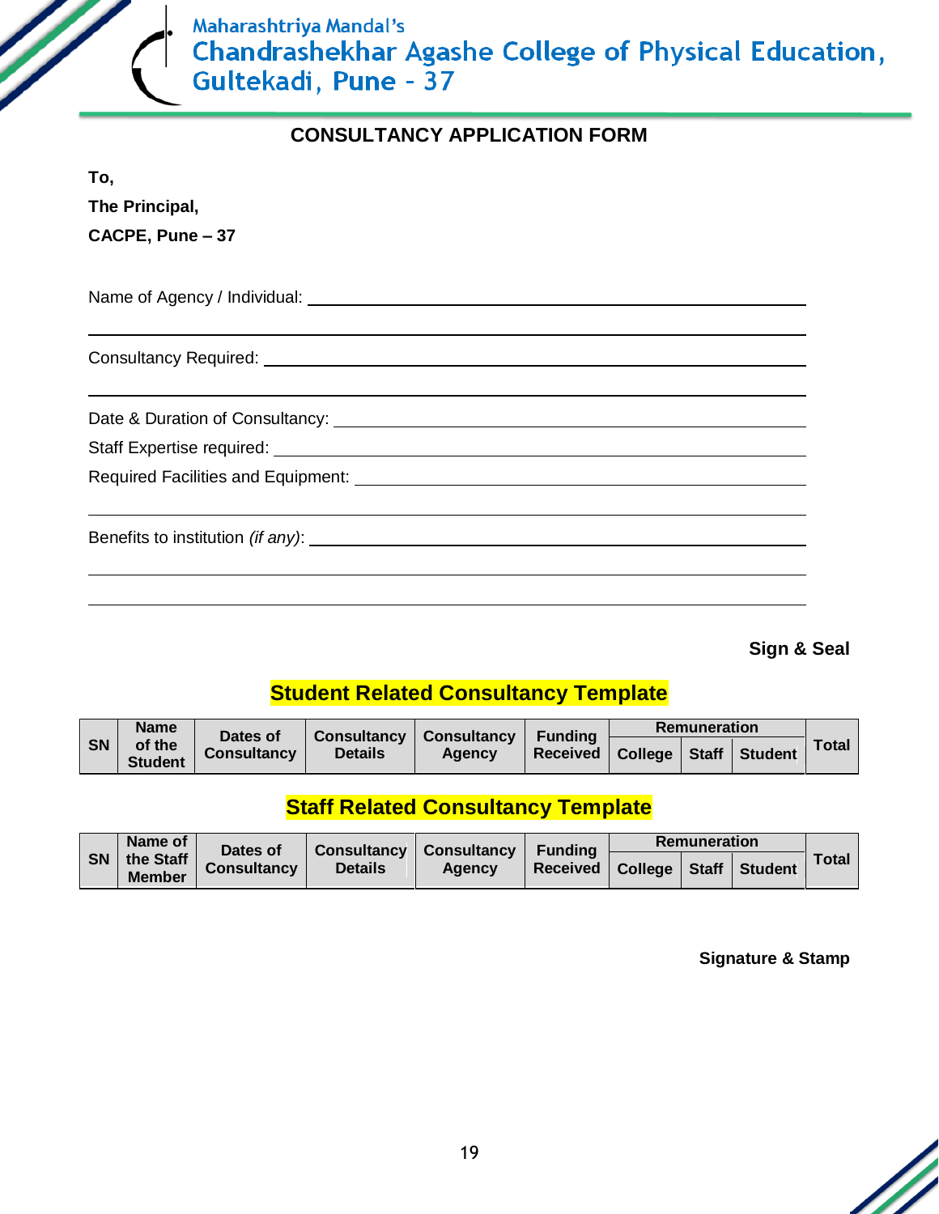Maharashtriya Mandal's

# Chandrashekhar Agashe College of Physical Education, Gultekadi, Pune - 37

## CONSULTANCY APPLICATION FORM

**To,**

**The Principal,**

**CACPE, Pune – 37**

Name of Agency / Individual: ______________________________________________

______________________________________________________________________

Consultancy Required: ___________________________________________________

______________________________________________________________________

Date & Duration of Consultancy: ___________________________________________

Staff Expertise required: _________________________________________________

Required Facilities and Equipment: _________________________________________

______________________________________________________________________

Benefits to institution *(if any)*: ____________________________________________

______________________________________________________________________

______________________________________________________________________

**Sign & Seal**

### Student Related Consultancy Template

| SN | Name of the Student | Dates of Consultancy | Consultancy Details | Consultancy Agency | Funding Received | Remuneration | | | Total |
|---|---|---|---|---|---|---|---|---|---|
| | | | | | | College | Staff | Student | |

### Staff Related Consultancy Template

| SN | Name of the Staff Member | Dates of Consultancy | Consultancy Details | Consultancy Agency | Funding Received | Remuneration | | | Total |
|---|---|---|---|---|---|---|---|---|---|
| | | | | | | College | Staff | Student | |

**Signature & Stamp**